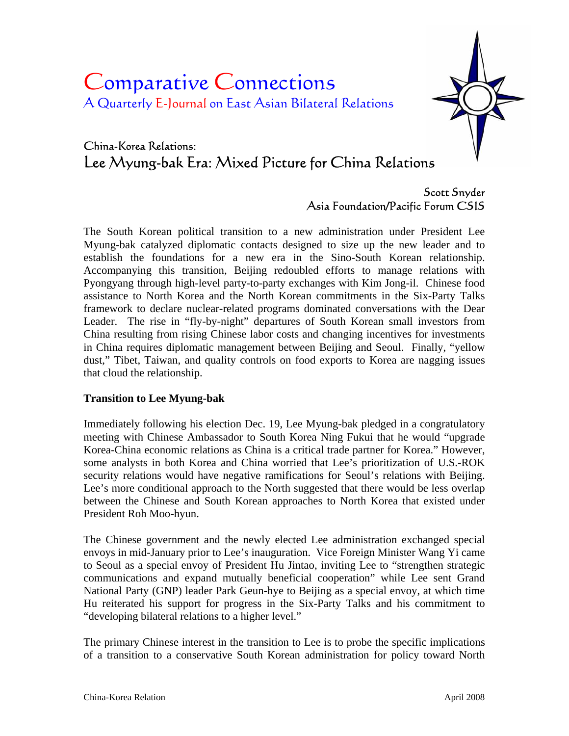# Comparative Connections

A Quarterly E-Journal on East Asian Bilateral Relations

## China-Korea Relations:
## Lee Myung-bak Era: Mixed Picture for China Relations

Scott Snyder
Asia Foundation/Pacific Forum CSIS

The South Korean political transition to a new administration under President Lee Myung-bak catalyzed diplomatic contacts designed to size up the new leader and to establish the foundations for a new era in the Sino-South Korean relationship. Accompanying this transition, Beijing redoubled efforts to manage relations with Pyongyang through high-level party-to-party exchanges with Kim Jong-il. Chinese food assistance to North Korea and the North Korean commitments in the Six-Party Talks framework to declare nuclear-related programs dominated conversations with the Dear Leader. The rise in "fly-by-night" departures of South Korean small investors from China resulting from rising Chinese labor costs and changing incentives for investments in China requires diplomatic management between Beijing and Seoul. Finally, "yellow dust," Tibet, Taiwan, and quality controls on food exports to Korea are nagging issues that cloud the relationship.

**Transition to Lee Myung-bak**

Immediately following his election Dec. 19, Lee Myung-bak pledged in a congratulatory meeting with Chinese Ambassador to South Korea Ning Fukui that he would "upgrade Korea-China economic relations as China is a critical trade partner for Korea." However, some analysts in both Korea and China worried that Lee's prioritization of U.S.-ROK security relations would have negative ramifications for Seoul's relations with Beijing. Lee's more conditional approach to the North suggested that there would be less overlap between the Chinese and South Korean approaches to North Korea that existed under President Roh Moo-hyun.

The Chinese government and the newly elected Lee administration exchanged special envoys in mid-January prior to Lee's inauguration. Vice Foreign Minister Wang Yi came to Seoul as a special envoy of President Hu Jintao, inviting Lee to "strengthen strategic communications and expand mutually beneficial cooperation" while Lee sent Grand National Party (GNP) leader Park Geun-hye to Beijing as a special envoy, at which time Hu reiterated his support for progress in the Six-Party Talks and his commitment to "developing bilateral relations to a higher level."

The primary Chinese interest in the transition to Lee is to probe the specific implications of a transition to a conservative South Korean administration for policy toward North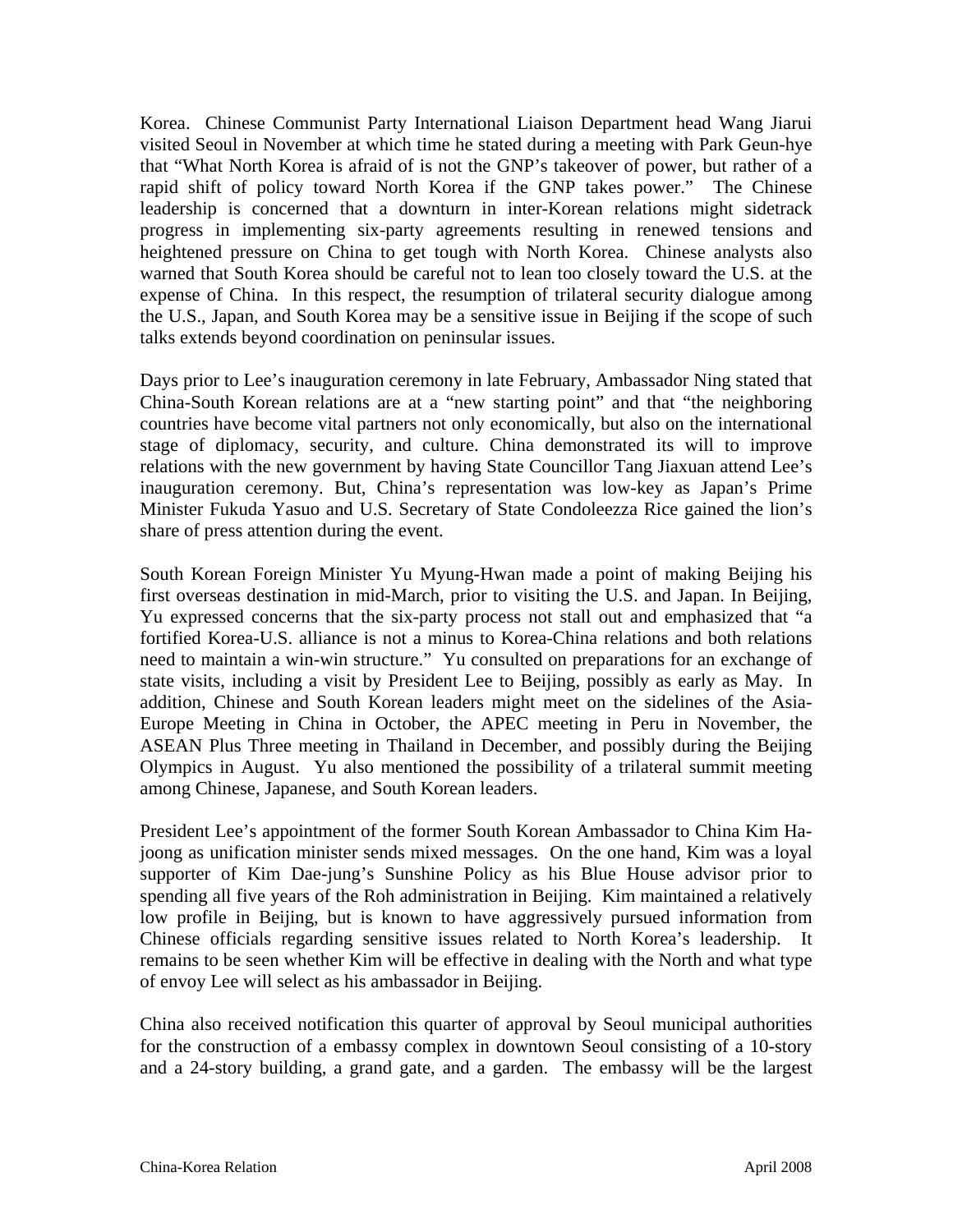Korea. Chinese Communist Party International Liaison Department head Wang Jiarui visited Seoul in November at which time he stated during a meeting with Park Geun-hye that "What North Korea is afraid of is not the GNP's takeover of power, but rather of a rapid shift of policy toward North Korea if the GNP takes power." The Chinese leadership is concerned that a downturn in inter-Korean relations might sidetrack progress in implementing six-party agreements resulting in renewed tensions and heightened pressure on China to get tough with North Korea. Chinese analysts also warned that South Korea should be careful not to lean too closely toward the U.S. at the expense of China. In this respect, the resumption of trilateral security dialogue among the U.S., Japan, and South Korea may be a sensitive issue in Beijing if the scope of such talks extends beyond coordination on peninsular issues.

Days prior to Lee's inauguration ceremony in late February, Ambassador Ning stated that China-South Korean relations are at a "new starting point" and that "the neighboring countries have become vital partners not only economically, but also on the international stage of diplomacy, security, and culture. China demonstrated its will to improve relations with the new government by having State Councillor Tang Jiaxuan attend Lee's inauguration ceremony. But, China's representation was low-key as Japan's Prime Minister Fukuda Yasuo and U.S. Secretary of State Condoleezza Rice gained the lion's share of press attention during the event.

South Korean Foreign Minister Yu Myung-Hwan made a point of making Beijing his first overseas destination in mid-March, prior to visiting the U.S. and Japan. In Beijing, Yu expressed concerns that the six-party process not stall out and emphasized that "a fortified Korea-U.S. alliance is not a minus to Korea-China relations and both relations need to maintain a win-win structure." Yu consulted on preparations for an exchange of state visits, including a visit by President Lee to Beijing, possibly as early as May. In addition, Chinese and South Korean leaders might meet on the sidelines of the Asia-Europe Meeting in China in October, the APEC meeting in Peru in November, the ASEAN Plus Three meeting in Thailand in December, and possibly during the Beijing Olympics in August. Yu also mentioned the possibility of a trilateral summit meeting among Chinese, Japanese, and South Korean leaders.

President Lee's appointment of the former South Korean Ambassador to China Kim Ha-joong as unification minister sends mixed messages. On the one hand, Kim was a loyal supporter of Kim Dae-jung's Sunshine Policy as his Blue House advisor prior to spending all five years of the Roh administration in Beijing. Kim maintained a relatively low profile in Beijing, but is known to have aggressively pursued information from Chinese officials regarding sensitive issues related to North Korea's leadership. It remains to be seen whether Kim will be effective in dealing with the North and what type of envoy Lee will select as his ambassador in Beijing.

China also received notification this quarter of approval by Seoul municipal authorities for the construction of a embassy complex in downtown Seoul consisting of a 10-story and a 24-story building, a grand gate, and a garden. The embassy will be the largest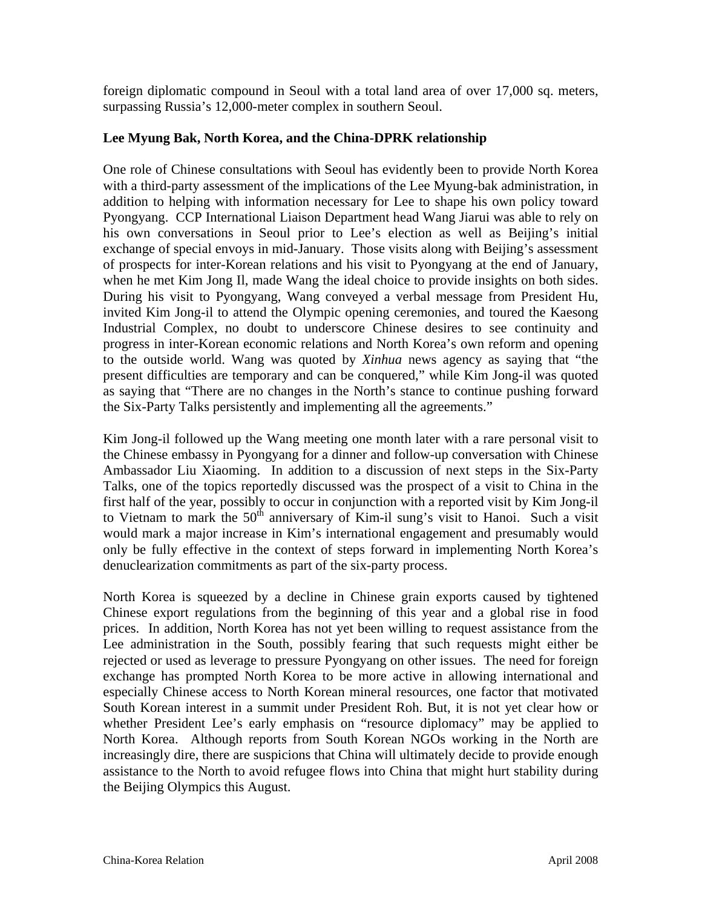foreign diplomatic compound in Seoul with a total land area of over 17,000 sq. meters, surpassing Russia's 12,000-meter complex in southern Seoul.

**Lee Myung Bak, North Korea, and the China-DPRK relationship**

One role of Chinese consultations with Seoul has evidently been to provide North Korea with a third-party assessment of the implications of the Lee Myung-bak administration, in addition to helping with information necessary for Lee to shape his own policy toward Pyongyang. CCP International Liaison Department head Wang Jiarui was able to rely on his own conversations in Seoul prior to Lee's election as well as Beijing's initial exchange of special envoys in mid-January. Those visits along with Beijing's assessment of prospects for inter-Korean relations and his visit to Pyongyang at the end of January, when he met Kim Jong Il, made Wang the ideal choice to provide insights on both sides. During his visit to Pyongyang, Wang conveyed a verbal message from President Hu, invited Kim Jong-il to attend the Olympic opening ceremonies, and toured the Kaesong Industrial Complex, no doubt to underscore Chinese desires to see continuity and progress in inter-Korean economic relations and North Korea's own reform and opening to the outside world. Wang was quoted by *Xinhua* news agency as saying that "the present difficulties are temporary and can be conquered," while Kim Jong-il was quoted as saying that "There are no changes in the North's stance to continue pushing forward the Six-Party Talks persistently and implementing all the agreements."

Kim Jong-il followed up the Wang meeting one month later with a rare personal visit to the Chinese embassy in Pyongyang for a dinner and follow-up conversation with Chinese Ambassador Liu Xiaoming. In addition to a discussion of next steps in the Six-Party Talks, one of the topics reportedly discussed was the prospect of a visit to China in the first half of the year, possibly to occur in conjunction with a reported visit by Kim Jong-il to Vietnam to mark the 50th anniversary of Kim-il sung's visit to Hanoi. Such a visit would mark a major increase in Kim's international engagement and presumably would only be fully effective in the context of steps forward in implementing North Korea's denuclearization commitments as part of the six-party process.

North Korea is squeezed by a decline in Chinese grain exports caused by tightened Chinese export regulations from the beginning of this year and a global rise in food prices. In addition, North Korea has not yet been willing to request assistance from the Lee administration in the South, possibly fearing that such requests might either be rejected or used as leverage to pressure Pyongyang on other issues. The need for foreign exchange has prompted North Korea to be more active in allowing international and especially Chinese access to North Korean mineral resources, one factor that motivated South Korean interest in a summit under President Roh. But, it is not yet clear how or whether President Lee's early emphasis on "resource diplomacy" may be applied to North Korea. Although reports from South Korean NGOs working in the North are increasingly dire, there are suspicions that China will ultimately decide to provide enough assistance to the North to avoid refugee flows into China that might hurt stability during the Beijing Olympics this August.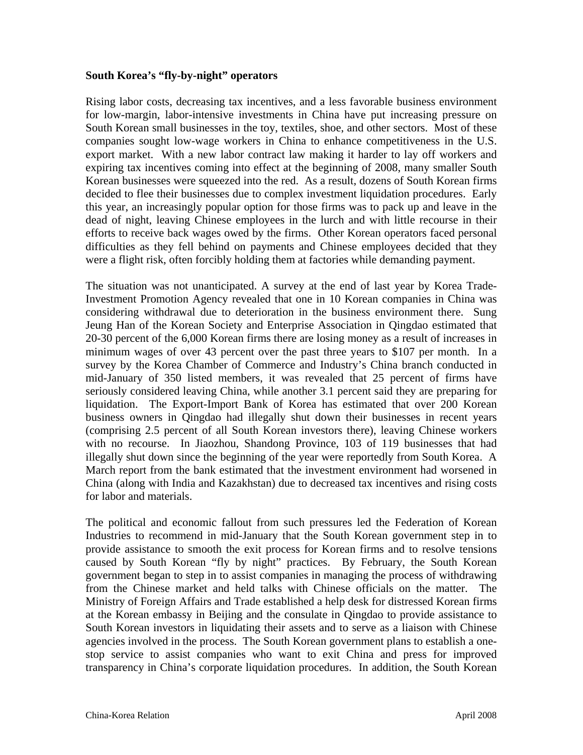**South Korea's "fly-by-night" operators**

Rising labor costs, decreasing tax incentives, and a less favorable business environment for low-margin, labor-intensive investments in China have put increasing pressure on South Korean small businesses in the toy, textiles, shoe, and other sectors. Most of these companies sought low-wage workers in China to enhance competitiveness in the U.S. export market. With a new labor contract law making it harder to lay off workers and expiring tax incentives coming into effect at the beginning of 2008, many smaller South Korean businesses were squeezed into the red. As a result, dozens of South Korean firms decided to flee their businesses due to complex investment liquidation procedures. Early this year, an increasingly popular option for those firms was to pack up and leave in the dead of night, leaving Chinese employees in the lurch and with little recourse in their efforts to receive back wages owed by the firms. Other Korean operators faced personal difficulties as they fell behind on payments and Chinese employees decided that they were a flight risk, often forcibly holding them at factories while demanding payment.

The situation was not unanticipated. A survey at the end of last year by Korea Trade-Investment Promotion Agency revealed that one in 10 Korean companies in China was considering withdrawal due to deterioration in the business environment there. Sung Jeung Han of the Korean Society and Enterprise Association in Qingdao estimated that 20-30 percent of the 6,000 Korean firms there are losing money as a result of increases in minimum wages of over 43 percent over the past three years to $107 per month. In a survey by the Korea Chamber of Commerce and Industry's China branch conducted in mid-January of 350 listed members, it was revealed that 25 percent of firms have seriously considered leaving China, while another 3.1 percent said they are preparing for liquidation. The Export-Import Bank of Korea has estimated that over 200 Korean business owners in Qingdao had illegally shut down their businesses in recent years (comprising 2.5 percent of all South Korean investors there), leaving Chinese workers with no recourse. In Jiaozhou, Shandong Province, 103 of 119 businesses that had illegally shut down since the beginning of the year were reportedly from South Korea. A March report from the bank estimated that the investment environment had worsened in China (along with India and Kazakhstan) due to decreased tax incentives and rising costs for labor and materials.

The political and economic fallout from such pressures led the Federation of Korean Industries to recommend in mid-January that the South Korean government step in to provide assistance to smooth the exit process for Korean firms and to resolve tensions caused by South Korean "fly by night" practices. By February, the South Korean government began to step in to assist companies in managing the process of withdrawing from the Chinese market and held talks with Chinese officials on the matter. The Ministry of Foreign Affairs and Trade established a help desk for distressed Korean firms at the Korean embassy in Beijing and the consulate in Qingdao to provide assistance to South Korean investors in liquidating their assets and to serve as a liaison with Chinese agencies involved in the process. The South Korean government plans to establish a one-stop service to assist companies who want to exit China and press for improved transparency in China's corporate liquidation procedures. In addition, the South Korean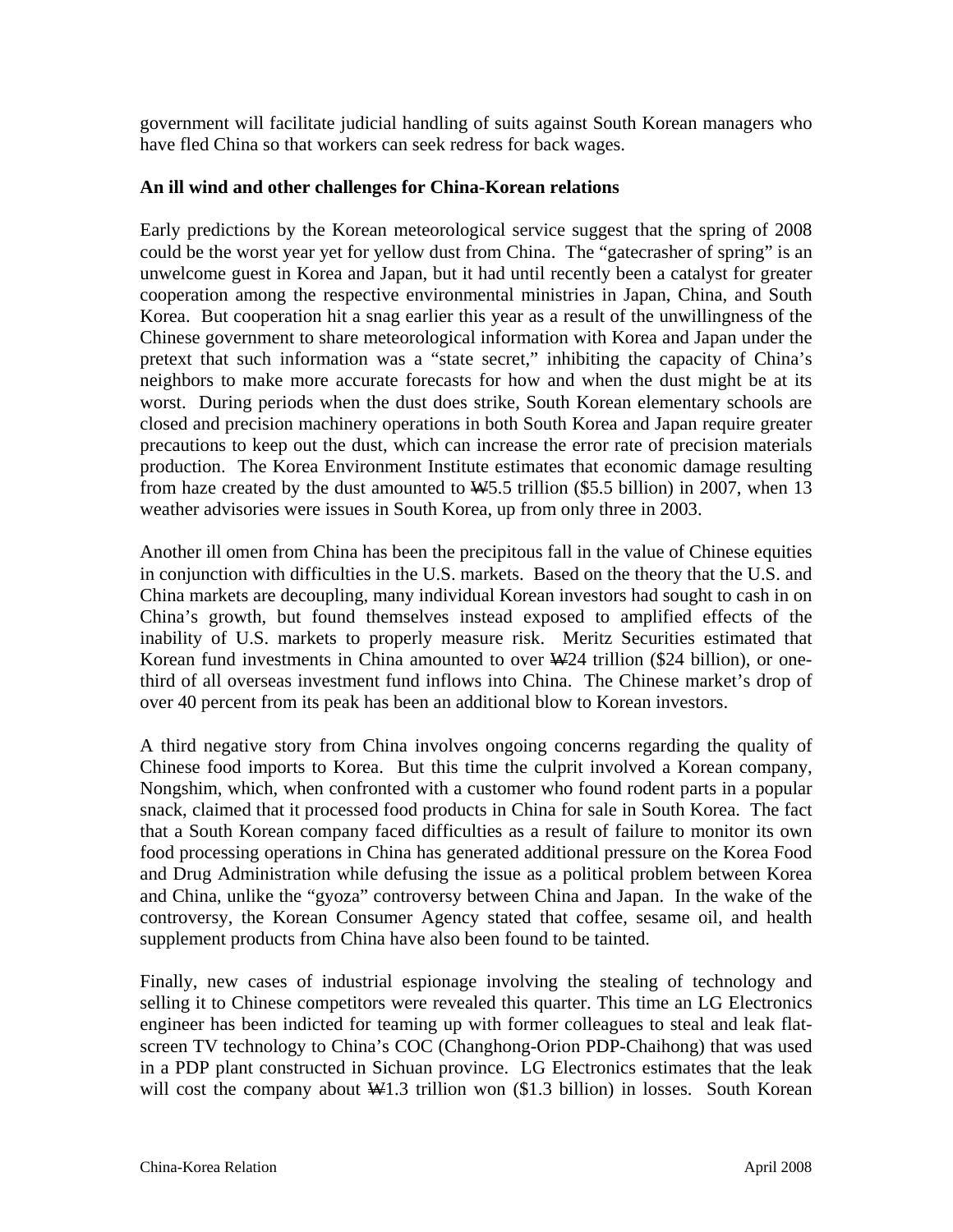government will facilitate judicial handling of suits against South Korean managers who have fled China so that workers can seek redress for back wages.

**An ill wind and other challenges for China-Korean relations**

Early predictions by the Korean meteorological service suggest that the spring of 2008 could be the worst year yet for yellow dust from China. The "gatecrasher of spring" is an unwelcome guest in Korea and Japan, but it had until recently been a catalyst for greater cooperation among the respective environmental ministries in Japan, China, and South Korea. But cooperation hit a snag earlier this year as a result of the unwillingness of the Chinese government to share meteorological information with Korea and Japan under the pretext that such information was a "state secret," inhibiting the capacity of China's neighbors to make more accurate forecasts for how and when the dust might be at its worst. During periods when the dust does strike, South Korean elementary schools are closed and precision machinery operations in both South Korea and Japan require greater precautions to keep out the dust, which can increase the error rate of precision materials production. The Korea Environment Institute estimates that economic damage resulting from haze created by the dust amounted to ₩5.5 trillion ($5.5 billion) in 2007, when 13 weather advisories were issues in South Korea, up from only three in 2003.

Another ill omen from China has been the precipitous fall in the value of Chinese equities in conjunction with difficulties in the U.S. markets. Based on the theory that the U.S. and China markets are decoupling, many individual Korean investors had sought to cash in on China's growth, but found themselves instead exposed to amplified effects of the inability of U.S. markets to properly measure risk. Meritz Securities estimated that Korean fund investments in China amounted to over ₩24 trillion ($24 billion), or one-third of all overseas investment fund inflows into China. The Chinese market's drop of over 40 percent from its peak has been an additional blow to Korean investors.

A third negative story from China involves ongoing concerns regarding the quality of Chinese food imports to Korea. But this time the culprit involved a Korean company, Nongshim, which, when confronted with a customer who found rodent parts in a popular snack, claimed that it processed food products in China for sale in South Korea. The fact that a South Korean company faced difficulties as a result of failure to monitor its own food processing operations in China has generated additional pressure on the Korea Food and Drug Administration while defusing the issue as a political problem between Korea and China, unlike the "gyoza" controversy between China and Japan. In the wake of the controversy, the Korean Consumer Agency stated that coffee, sesame oil, and health supplement products from China have also been found to be tainted.

Finally, new cases of industrial espionage involving the stealing of technology and selling it to Chinese competitors were revealed this quarter. This time an LG Electronics engineer has been indicted for teaming up with former colleagues to steal and leak flat-screen TV technology to China's COC (Changhong-Orion PDP-Chaihong) that was used in a PDP plant constructed in Sichuan province. LG Electronics estimates that the leak will cost the company about ₩1.3 trillion won ($1.3 billion) in losses. South Korean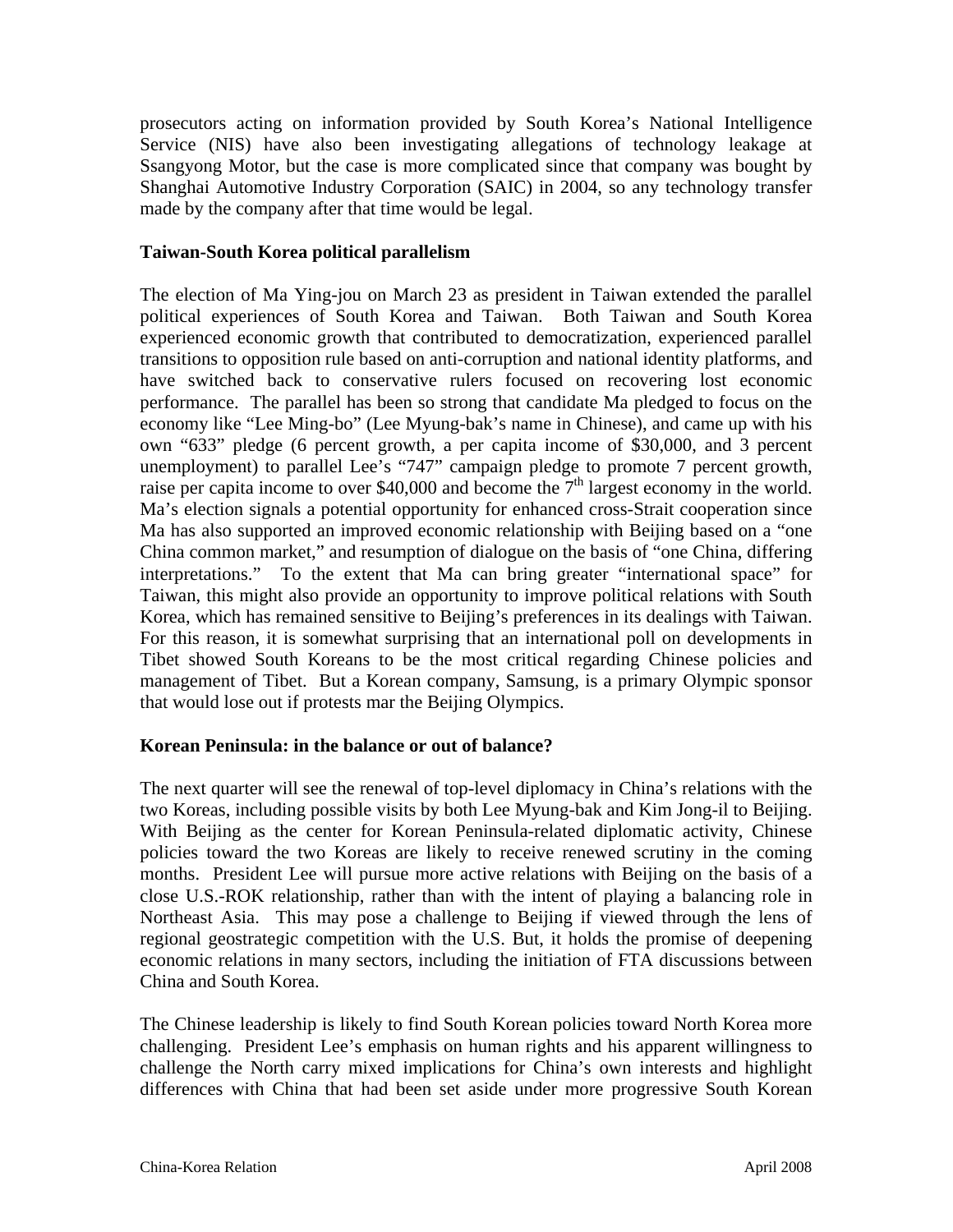prosecutors acting on information provided by South Korea's National Intelligence Service (NIS) have also been investigating allegations of technology leakage at Ssangyong Motor, but the case is more complicated since that company was bought by Shanghai Automotive Industry Corporation (SAIC) in 2004, so any technology transfer made by the company after that time would be legal.

**Taiwan-South Korea political parallelism**

The election of Ma Ying-jou on March 23 as president in Taiwan extended the parallel political experiences of South Korea and Taiwan. Both Taiwan and South Korea experienced economic growth that contributed to democratization, experienced parallel transitions to opposition rule based on anti-corruption and national identity platforms, and have switched back to conservative rulers focused on recovering lost economic performance. The parallel has been so strong that candidate Ma pledged to focus on the economy like "Lee Ming-bo" (Lee Myung-bak's name in Chinese), and came up with his own "633" pledge (6 percent growth, a per capita income of \$30,000, and 3 percent unemployment) to parallel Lee's "747" campaign pledge to promote 7 percent growth, raise per capita income to over \$40,000 and become the 7th largest economy in the world. Ma's election signals a potential opportunity for enhanced cross-Strait cooperation since Ma has also supported an improved economic relationship with Beijing based on a "one China common market," and resumption of dialogue on the basis of "one China, differing interpretations." To the extent that Ma can bring greater "international space" for Taiwan, this might also provide an opportunity to improve political relations with South Korea, which has remained sensitive to Beijing's preferences in its dealings with Taiwan. For this reason, it is somewhat surprising that an international poll on developments in Tibet showed South Koreans to be the most critical regarding Chinese policies and management of Tibet. But a Korean company, Samsung, is a primary Olympic sponsor that would lose out if protests mar the Beijing Olympics.

**Korean Peninsula: in the balance or out of balance?**

The next quarter will see the renewal of top-level diplomacy in China's relations with the two Koreas, including possible visits by both Lee Myung-bak and Kim Jong-il to Beijing. With Beijing as the center for Korean Peninsula-related diplomatic activity, Chinese policies toward the two Koreas are likely to receive renewed scrutiny in the coming months. President Lee will pursue more active relations with Beijing on the basis of a close U.S.-ROK relationship, rather than with the intent of playing a balancing role in Northeast Asia. This may pose a challenge to Beijing if viewed through the lens of regional geostrategic competition with the U.S. But, it holds the promise of deepening economic relations in many sectors, including the initiation of FTA discussions between China and South Korea.

The Chinese leadership is likely to find South Korean policies toward North Korea more challenging. President Lee's emphasis on human rights and his apparent willingness to challenge the North carry mixed implications for China's own interests and highlight differences with China that had been set aside under more progressive South Korean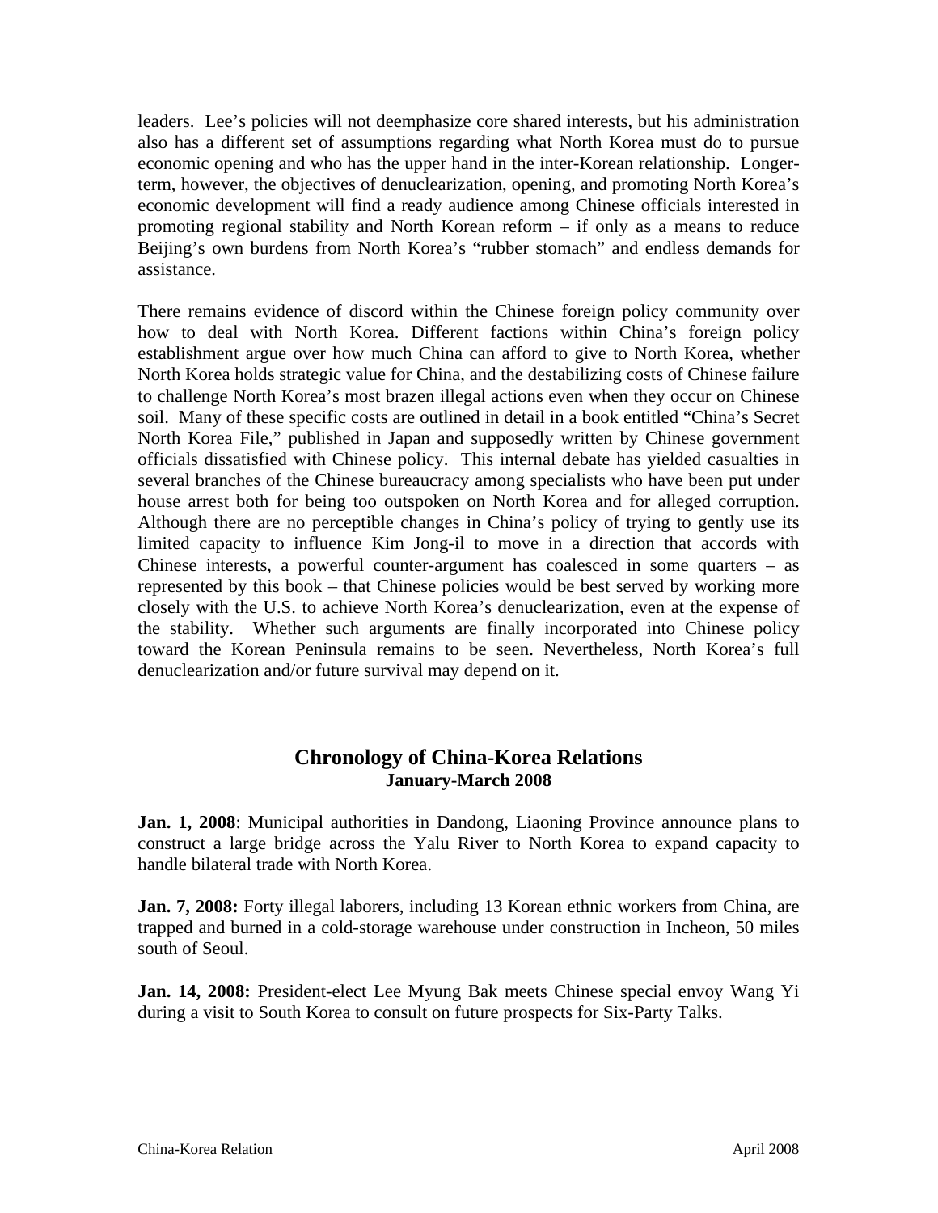leaders. Lee's policies will not deemphasize core shared interests, but his administration also has a different set of assumptions regarding what North Korea must do to pursue economic opening and who has the upper hand in the inter-Korean relationship. Longer-term, however, the objectives of denuclearization, opening, and promoting North Korea's economic development will find a ready audience among Chinese officials interested in promoting regional stability and North Korean reform – if only as a means to reduce Beijing's own burdens from North Korea's "rubber stomach" and endless demands for assistance.

There remains evidence of discord within the Chinese foreign policy community over how to deal with North Korea. Different factions within China's foreign policy establishment argue over how much China can afford to give to North Korea, whether North Korea holds strategic value for China, and the destabilizing costs of Chinese failure to challenge North Korea's most brazen illegal actions even when they occur on Chinese soil. Many of these specific costs are outlined in detail in a book entitled "China's Secret North Korea File," published in Japan and supposedly written by Chinese government officials dissatisfied with Chinese policy. This internal debate has yielded casualties in several branches of the Chinese bureaucracy among specialists who have been put under house arrest both for being too outspoken on North Korea and for alleged corruption. Although there are no perceptible changes in China's policy of trying to gently use its limited capacity to influence Kim Jong-il to move in a direction that accords with Chinese interests, a powerful counter-argument has coalesced in some quarters – as represented by this book – that Chinese policies would be best served by working more closely with the U.S. to achieve North Korea's denuclearization, even at the expense of the stability. Whether such arguments are finally incorporated into Chinese policy toward the Korean Peninsula remains to be seen. Nevertheless, North Korea's full denuclearization and/or future survival may depend on it.

## Chronology of China-Korea Relations
### January-March 2008

**Jan. 1, 2008**: Municipal authorities in Dandong, Liaoning Province announce plans to construct a large bridge across the Yalu River to North Korea to expand capacity to handle bilateral trade with North Korea.

**Jan. 7, 2008:** Forty illegal laborers, including 13 Korean ethnic workers from China, are trapped and burned in a cold-storage warehouse under construction in Incheon, 50 miles south of Seoul.

**Jan. 14, 2008:** President-elect Lee Myung Bak meets Chinese special envoy Wang Yi during a visit to South Korea to consult on future prospects for Six-Party Talks.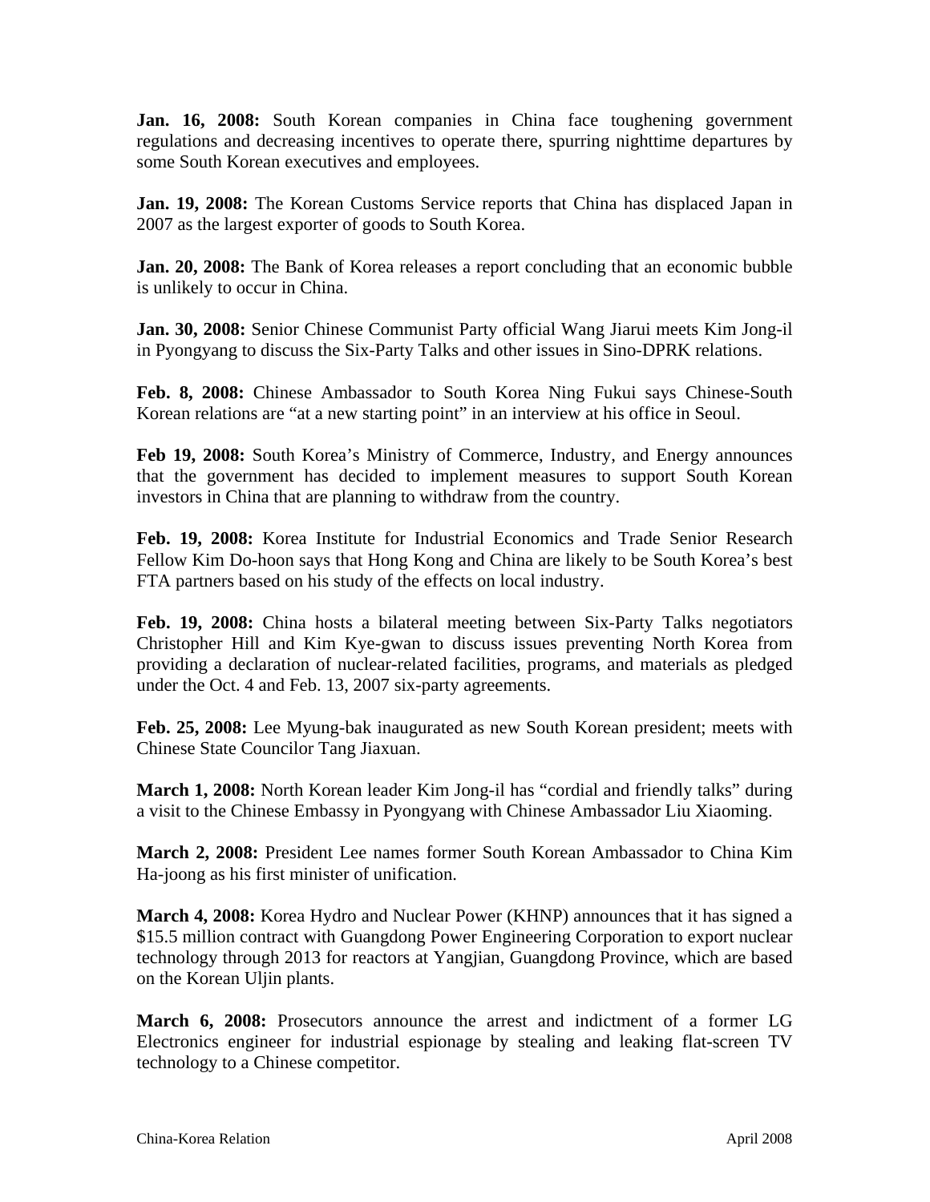**Jan. 16, 2008:** South Korean companies in China face toughening government regulations and decreasing incentives to operate there, spurring nighttime departures by some South Korean executives and employees.

**Jan. 19, 2008:** The Korean Customs Service reports that China has displaced Japan in 2007 as the largest exporter of goods to South Korea.

**Jan. 20, 2008:** The Bank of Korea releases a report concluding that an economic bubble is unlikely to occur in China.

**Jan. 30, 2008:** Senior Chinese Communist Party official Wang Jiarui meets Kim Jong-il in Pyongyang to discuss the Six-Party Talks and other issues in Sino-DPRK relations.

**Feb. 8, 2008:** Chinese Ambassador to South Korea Ning Fukui says Chinese-South Korean relations are "at a new starting point" in an interview at his office in Seoul.

**Feb 19, 2008:** South Korea's Ministry of Commerce, Industry, and Energy announces that the government has decided to implement measures to support South Korean investors in China that are planning to withdraw from the country.

**Feb. 19, 2008:** Korea Institute for Industrial Economics and Trade Senior Research Fellow Kim Do-hoon says that Hong Kong and China are likely to be South Korea's best FTA partners based on his study of the effects on local industry.

**Feb. 19, 2008:** China hosts a bilateral meeting between Six-Party Talks negotiators Christopher Hill and Kim Kye-gwan to discuss issues preventing North Korea from providing a declaration of nuclear-related facilities, programs, and materials as pledged under the Oct. 4 and Feb. 13, 2007 six-party agreements.

**Feb. 25, 2008:** Lee Myung-bak inaugurated as new South Korean president; meets with Chinese State Councilor Tang Jiaxuan.

**March 1, 2008:** North Korean leader Kim Jong-il has "cordial and friendly talks" during a visit to the Chinese Embassy in Pyongyang with Chinese Ambassador Liu Xiaoming.

**March 2, 2008:** President Lee names former South Korean Ambassador to China Kim Ha-joong as his first minister of unification.

**March 4, 2008:** Korea Hydro and Nuclear Power (KHNP) announces that it has signed a \$15.5 million contract with Guangdong Power Engineering Corporation to export nuclear technology through 2013 for reactors at Yangjian, Guangdong Province, which are based on the Korean Uljin plants.

**March 6, 2008:** Prosecutors announce the arrest and indictment of a former LG Electronics engineer for industrial espionage by stealing and leaking flat-screen TV technology to a Chinese competitor.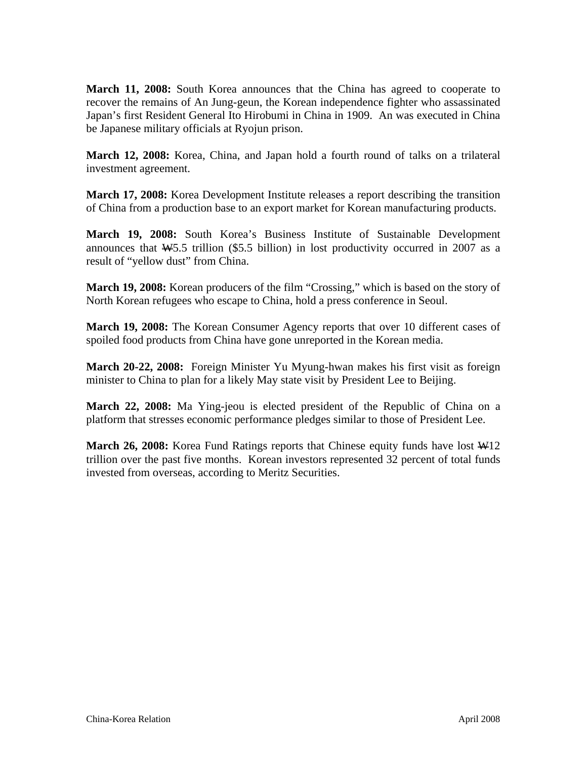**March 11, 2008:** South Korea announces that the China has agreed to cooperate to recover the remains of An Jung-geun, the Korean independence fighter who assassinated Japan's first Resident General Ito Hirobumi in China in 1909. An was executed in China be Japanese military officials at Ryojun prison.

**March 12, 2008:** Korea, China, and Japan hold a fourth round of talks on a trilateral investment agreement.

**March 17, 2008:** Korea Development Institute releases a report describing the transition of China from a production base to an export market for Korean manufacturing products.

**March 19, 2008:** South Korea's Business Institute of Sustainable Development announces that ₩5.5 trillion ($5.5 billion) in lost productivity occurred in 2007 as a result of "yellow dust" from China.

**March 19, 2008:** Korean producers of the film "Crossing," which is based on the story of North Korean refugees who escape to China, hold a press conference in Seoul.

**March 19, 2008:** The Korean Consumer Agency reports that over 10 different cases of spoiled food products from China have gone unreported in the Korean media.

**March 20-22, 2008:** Foreign Minister Yu Myung-hwan makes his first visit as foreign minister to China to plan for a likely May state visit by President Lee to Beijing.

**March 22, 2008:** Ma Ying-jeou is elected president of the Republic of China on a platform that stresses economic performance pledges similar to those of President Lee.

**March 26, 2008:** Korea Fund Ratings reports that Chinese equity funds have lost ₩12 trillion over the past five months. Korean investors represented 32 percent of total funds invested from overseas, according to Meritz Securities.